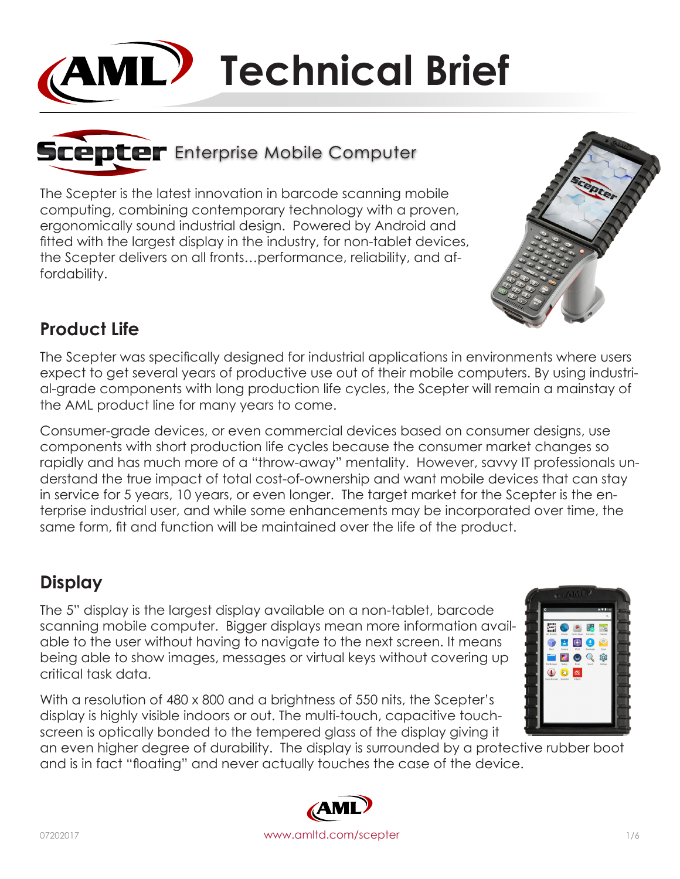# AML Technical Brief

## Scepter Enterprise Mobile Computer

The Scepter is the latest innovation in barcode scanning mobile computing, combining contemporary technology with a proven, ergonomically sound industrial design. Powered by Android and fitted with the largest display in the industry, for non-tablet devices, the Scepter delivers on all fronts…performance, reliability, and affordability.

## Product Life

The Scepter was specifically designed for industrial applications in environments where users expect to get several years of productive use out of their mobile computers. By using industrial-grade components with long production life cycles, the Scepter will remain a mainstay of the AML product line for many years to come.

Consumer-grade devices, or even commercial devices based on consumer designs, use components with short production life cycles because the consumer market changes so rapidly and has much more of a "throw-away" mentality. However, savvy IT professionals understand the true impact of total cost-of-ownership and want mobile devices that can stay in service for 5 years, 10 years, or even longer. The target market for the Scepter is the enterprise industrial user, and while some enhancements may be incorporated over time, the same form, fit and function will be maintained over the life of the product.

## Display

The 5" display is the largest display available on a non-tablet, barcode scanning mobile computer. Bigger displays mean more information available to the user without having to navigate to the next screen. It means being able to show images, messages or virtual keys without covering up critical task data.

With a resolution of 480 x 800 and a brightness of 550 nits, the Scepter's display is highly visible indoors or out. The multi-touch, capacitive touchscreen is optically bonded to the tempered glass of the display giving it an even higher degree of durability. The display is surrounded by a protective rubber boot and is in fact "floating" and never actually touches the case of the device.

07202017

www.amltd.com/scepter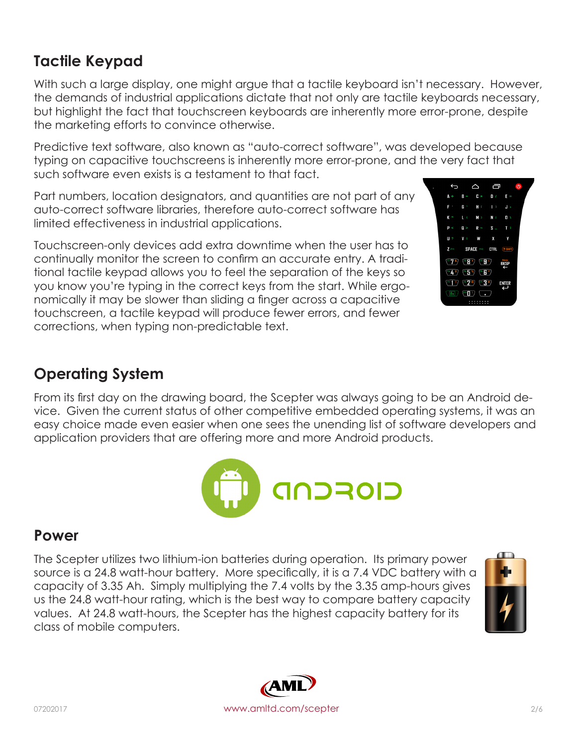## Tactile Keypad

With such a large display, one might argue that a tactile keyboard isn't necessary. However, the demands of industrial applications dictate that not only are tactile keyboards necessary, but highlight the fact that touchscreen keyboards are inherently more error-prone, despite the marketing efforts to convince otherwise.

Predictive text software, also known as "auto-correct software", was developed because typing on capacitive touchscreens is inherently more error-prone, and the very fact that such software even exists is a testament to that fact.

Part numbers, location designators, and quantities are not part of any auto-correct software libraries, therefore auto-correct software has limited effectiveness in industrial applications.

Touchscreen-only devices add extra downtime when the user has to continually monitor the screen to confirm an accurate entry. A traditional tactile keypad allows you to feel the separation of the keys so you know you're typing in the correct keys from the start. While ergonomically it may be slower than sliding a finger across a capacitive touchscreen, a tactile keypad will produce fewer errors, and fewer corrections, when typing non-predictable text.

## Operating System

From its first day on the drawing board, the Scepter was always going to be an Android device. Given the current status of other competitive embedded operating systems, it was an easy choice made even easier when one sees the unending list of software developers and application providers that are offering more and more Android products.

## Power

The Scepter utilizes two lithium-ion batteries during operation. Its primary power source is a 24.8 watt-hour battery. More specifically, it is a 7.4 VDC battery with a capacity of 3.35 Ah. Simply multiplying the 7.4 volts by the 3.35 amp-hours gives us the 24.8 watt-hour rating, which is the best way to compare battery capacity values. At 24.8 watt-hours, the Scepter has the highest capacity battery for its class of mobile computers.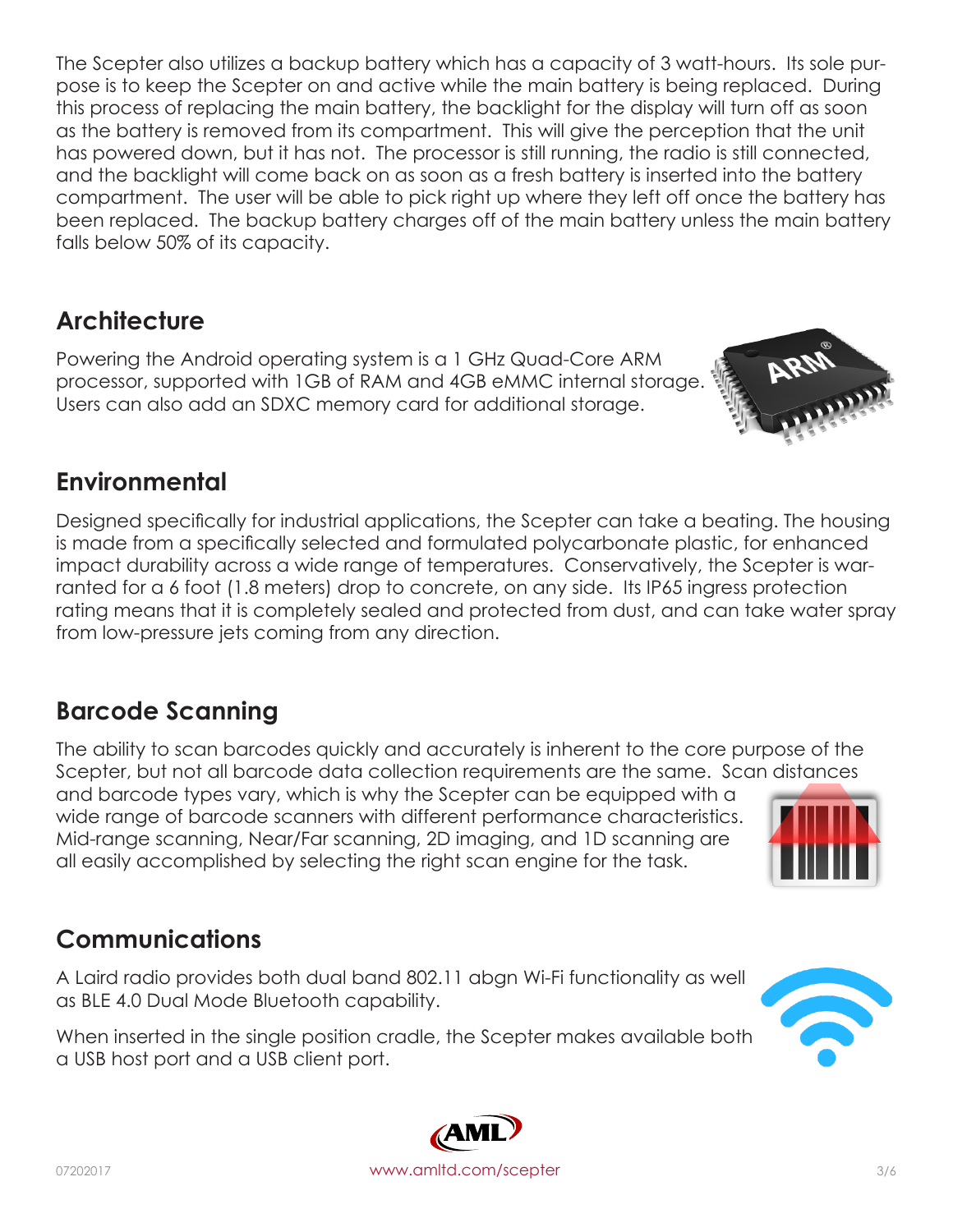The Scepter also utilizes a backup battery which has a capacity of 3 watt-hours. Its sole purpose is to keep the Scepter on and active while the main battery is being replaced. During this process of replacing the main battery, the backlight for the display will turn off as soon as the battery is removed from its compartment. This will give the perception that the unit has powered down, but it has not. The processor is still running, the radio is still connected, and the backlight will come back on as soon as a fresh battery is inserted into the battery compartment. The user will be able to pick right up where they left off once the battery has been replaced. The backup battery charges off of the main battery unless the main battery falls below 50% of its capacity.

## Architecture

Powering the Android operating system is a 1 GHz Quad-Core ARM processor, supported with 1GB of RAM and 4GB eMMC internal storage. Users can also add an SDXC memory card for additional storage.

## Environmental

Designed specifically for industrial applications, the Scepter can take a beating. The housing is made from a specifically selected and formulated polycarbonate plastic, for enhanced impact durability across a wide range of temperatures. Conservatively, the Scepter is warranted for a 6 foot (1.8 meters) drop to concrete, on any side. Its IP65 ingress protection rating means that it is completely sealed and protected from dust, and can take water spray from low-pressure jets coming from any direction.

## Barcode Scanning

The ability to scan barcodes quickly and accurately is inherent to the core purpose of the Scepter, but not all barcode data collection requirements are the same. Scan distances and barcode types vary, which is why the Scepter can be equipped with a wide range of barcode scanners with different performance characteristics. Mid-range scanning, Near/Far scanning, 2D imaging, and 1D scanning are all easily accomplished by selecting the right scan engine for the task.

## Communications

A Laird radio provides both dual band 802.11 abgn Wi-Fi functionality as well as BLE 4.0 Dual Mode Bluetooth capability.

When inserted in the single position cradle, the Scepter makes available both a USB host port and a USB client port.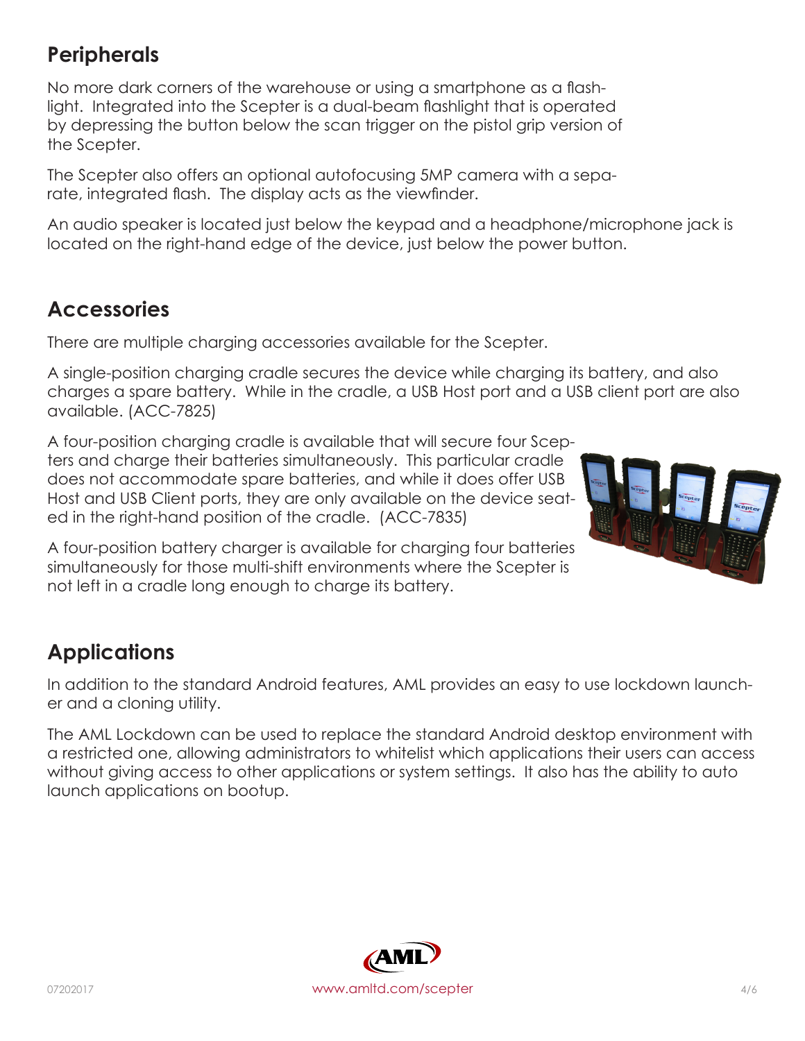## Peripherals

No more dark corners of the warehouse or using a smartphone as a flashlight. Integrated into the Scepter is a dual-beam flashlight that is operated by depressing the button below the scan trigger on the pistol grip version of the Scepter.

The Scepter also offers an optional autofocusing 5MP camera with a separate, integrated flash. The display acts as the viewfinder.

An audio speaker is located just below the keypad and a headphone/microphone jack is located on the right-hand edge of the device, just below the power button.

## Accessories

There are multiple charging accessories available for the Scepter.

A single-position charging cradle secures the device while charging its battery, and also charges a spare battery. While in the cradle, a USB Host port and a USB client port are also available. (ACC-7825)

A four-position charging cradle is available that will secure four Scepters and charge their batteries simultaneously. This particular cradle does not accommodate spare batteries, and while it does offer USB Host and USB Client ports, they are only available on the device seated in the right-hand position of the cradle. (ACC-7835)

A four-position battery charger is available for charging four batteries simultaneously for those multi-shift environments where the Scepter is not left in a cradle long enough to charge its battery.

## Applications

In addition to the standard Android features, AML provides an easy to use lockdown launcher and a cloning utility.

The AML Lockdown can be used to replace the standard Android desktop environment with a restricted one, allowing administrators to whitelist which applications their users can access without giving access to other applications or system settings. It also has the ability to auto launch applications on bootup.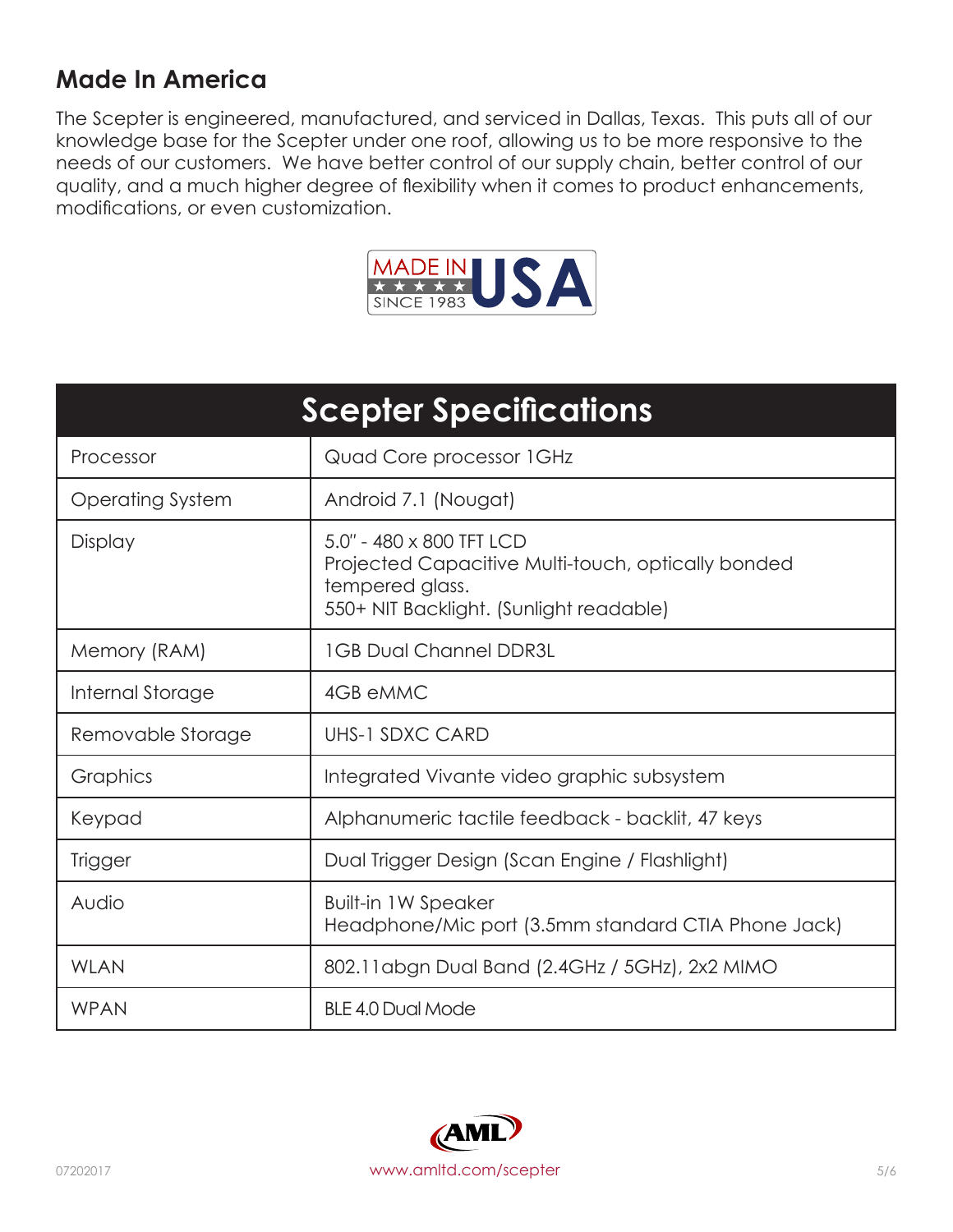## Made In America

The Scepter is engineered, manufactured, and serviced in Dallas, Texas. This puts all of our knowledge base for the Scepter under one roof, allowing us to be more responsive to the needs of our customers. We have better control of our supply chain, better control of our quality, and a much higher degree of flexibility when it comes to product enhancements, modifications, or even customization.

MADE IN USA SINCE 1983

| Scepter Specifications | |
|---|---|
| Processor | Quad Core processor 1GHz |
| Operating System | Android 7.1 (Nougat) |
| Display | 5.0" - 480 x 800 TFT LCD<br>Projected Capacitive Multi-touch, optically bonded tempered glass.<br>550+ NIT Backlight. (Sunlight readable) |
| Memory (RAM) | 1GB Dual Channel DDR3L |
| Internal Storage | 4GB eMMC |
| Removable Storage | UHS-1 SDXC CARD |
| Graphics | Integrated Vivante video graphic subsystem |
| Keypad | Alphanumeric tactile feedback - backlit, 47 keys |
| Trigger | Dual Trigger Design (Scan Engine / Flashlight) |
| Audio | Built-in 1W Speaker<br>Headphone/Mic port (3.5mm standard CTIA Phone Jack) |
| WLAN | 802.11abgn Dual Band (2.4GHz / 5GHz), 2x2 MIMO |
| WPAN | BLE 4.0 Dual Mode |

AML

07202017 www.amltd.com/scepter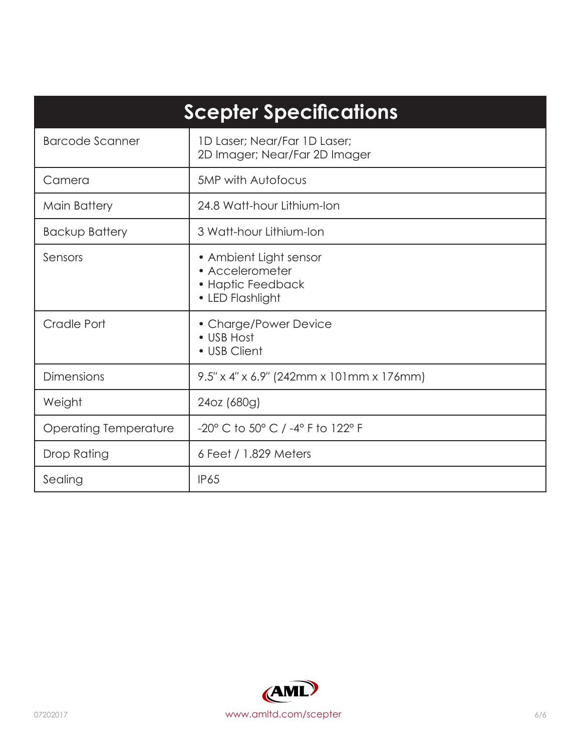| Scepter Specifications | |
|---|---|
| Barcode Scanner | 1D Laser; Near/Far 1D Laser;<br>2D Imager; Near/Far 2D Imager |
| Camera | 5MP with Autofocus |
| Main Battery | 24.8 Watt-hour Lithium-Ion |
| Backup Battery | 3 Watt-hour Lithium-Ion |
| Sensors | • Ambient Light sensor<br>• Accelerometer<br>• Haptic Feedback<br>• LED Flashlight |
| Cradle Port | • Charge/Power Device<br>• USB Host<br>• USB Client |
| Dimensions | 9.5" x 4" x 6.9" (242mm x 101mm x 176mm) |
| Weight | 24oz (680g) |
| Operating Temperature | -20° C to 50° C / -4° F to 122° F |
| Drop Rating | 6 Feet / 1.829 Meters |
| Sealing | IP65 |

07202017

www.amltd.com/scepter